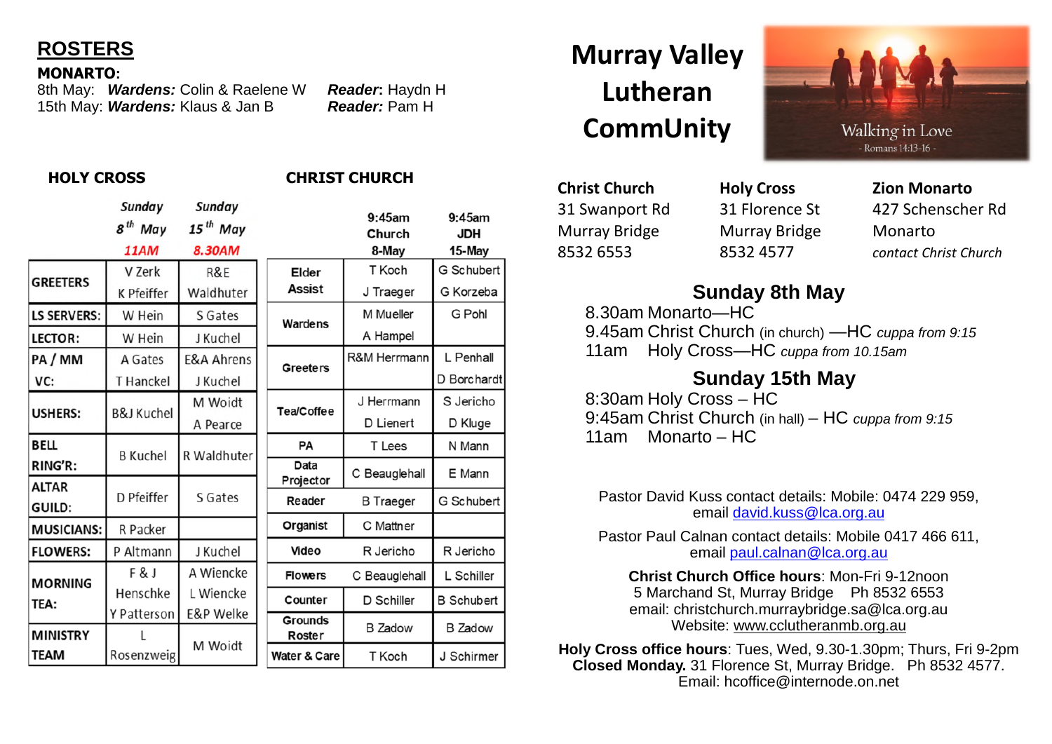## ROSTERS

**MONARTO:**

8th May: ***Wardens:*** Colin & Raelene W ***Reader*:** Haydn H

15th May: ***Wardens:*** Klaus & Jan B ***Reader:*** Pam H

### HOLY CROSS

| | Sunday 8th May 11AM | Sunday 15th May 8.30AM |
|---|---|---|
| GREETERS | V Zerk K Pfeiffer | R&E Waldhuter |
| LS SERVERS: | W Hein | S Gates |
| LECTOR: | W Hein | J Kuchel |
| PA / MM VC: | A Gates T Hanckel | E&A Ahrens J Kuchel |
| USHERS: | B&J Kuchel | M Woidt A Pearce |
| BELL RING'R: | B Kuchel | R Waldhuter |
| ALTAR GUILD: | D Pfeiffer | S Gates |
| MUSICIANS: | R Packer | |
| FLOWERS: | P Altmann | J Kuchel |
| MORNING TEA: | F & J Henschke Y Patterson | A Wiencke L Wiencke E&P Welke |
| MINISTRY TEAM | L Rosenzweig | M Woidt |

### CHRIST CHURCH

| | 9:45am Church 8-May | 9:45am JDH 15-May |
|---|---|---|
| Elder Assist | T Koch J Traeger | G Schubert G Korzeba |
| Wardens | M Mueller A Hampel | G Pohl |
| Greeters | R&M Herrmann | L Penhall D Borchardt |
| Tea/Coffee | J Herrmann D Lienert | S Jericho D Kluge |
| PA | T Lees | N Mann |
| Data Projector | C Beauglehall | E Mann |
| Reader | B Traeger | G Schubert |
| Organist | C Mattner | |
| Video | R Jericho | R Jericho |
| Flowers | C Beauglehall | L Schiller |
| Counter | D Schiller | B Schubert |
| Grounds Roster | B Zadow | B Zadow |
| Water & Care | T Koch | J Schirmer |

# Murray Valley Lutheran CommUnity

Walking in Love
- Romans 14:13-16 -

| Christ Church | Holy Cross | Zion Monarto |
|---|---|---|
| 31 Swanport Rd | 31 Florence St | 427 Schenscher Rd |
| Murray Bridge | Murray Bridge | Monarto |
| 8532 6553 | 8532 4577 | *contact Christ Church* |

## Sunday 8th May

8.30am Monarto—HC

9.45am Christ Church (in church) —HC *cuppa from 9:15*

11am Holy Cross—HC *cuppa from 10.15am*

## Sunday 15th May

8:30am Holy Cross – HC

9:45am Christ Church (in hall) – HC *cuppa from 9:15*

11am Monarto – HC

Pastor David Kuss contact details: Mobile: 0474 229 959, email david.kuss@lca.org.au

Pastor Paul Calnan contact details: Mobile 0417 466 611, email paul.calnan@lca.org.au

**Christ Church Office hours**: Mon-Fri 9-12noon
5 Marchand St, Murray Bridge Ph 8532 6553
email: christchurch.murraybridge.sa@lca.org.au
Website: www.cclutheranmb.org.au

**Holy Cross office hours**: Tues, Wed, 9.30-1.30pm; Thurs, Fri 9-2pm
**Closed Monday.** 31 Florence St, Murray Bridge. Ph 8532 4577.
Email: hcoffice@internode.on.net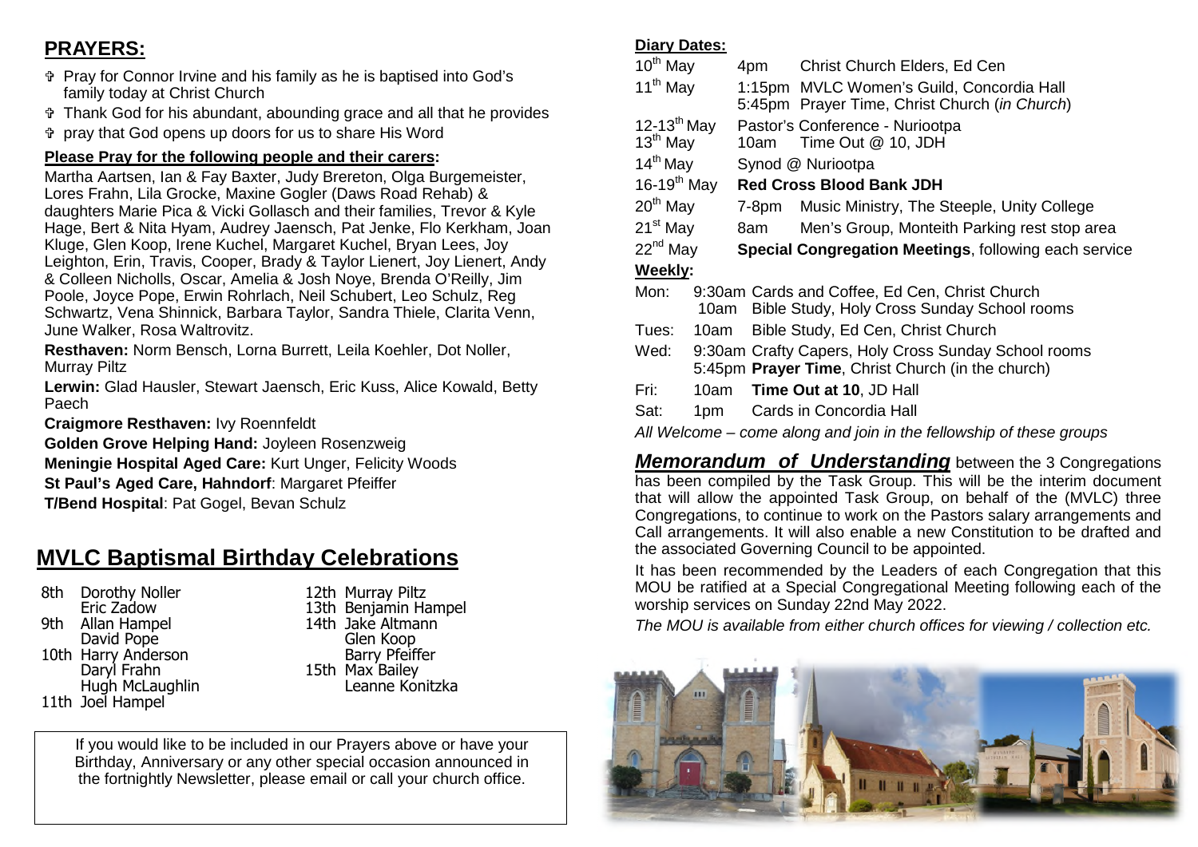## PRAYERS:

- Pray for Connor Irvine and his family as he is baptised into God's family today at Christ Church
- Thank God for his abundant, abounding grace and all that he provides
- pray that God opens up doors for us to share His Word

**Please Pray for the following people and their carers:**

Martha Aartsen, Ian & Fay Baxter, Judy Brereton, Olga Burgemeister, Lores Frahn, Lila Grocke, Maxine Gogler (Daws Road Rehab) & daughters Marie Pica & Vicki Gollasch and their families, Trevor & Kyle Hage, Bert & Nita Hyam, Audrey Jaensch, Pat Jenke, Flo Kerkham, Joan Kluge, Glen Koop, Irene Kuchel, Margaret Kuchel, Bryan Lees, Joy Leighton, Erin, Travis, Cooper, Brady & Taylor Lienert, Joy Lienert, Andy & Colleen Nicholls, Oscar, Amelia & Josh Noye, Brenda O'Reilly, Jim Poole, Joyce Pope, Erwin Rohrlach, Neil Schubert, Leo Schulz, Reg Schwartz, Vena Shinnick, Barbara Taylor, Sandra Thiele, Clarita Venn, June Walker, Rosa Waltrovitz.

**Resthaven:** Norm Bensch, Lorna Burrett, Leila Koehler, Dot Noller, Murray Piltz

**Lerwin:** Glad Hausler, Stewart Jaensch, Eric Kuss, Alice Kowald, Betty Paech

**Craigmore Resthaven:** Ivy Roennfeldt

**Golden Grove Helping Hand:** Joyleen Rosenzweig

**Meningie Hospital Aged Care:** Kurt Unger, Felicity Woods

**St Paul's Aged Care, Hahndorf**: Margaret Pfeiffer

**T/Bend Hospital**: Pat Gogel, Bevan Schulz

## MVLC Baptismal Birthday Celebrations

8th Dorothy Noller
Eric Zadow
9th Allan Hampel
David Pope
10th Harry Anderson
Daryl Frahn
Hugh McLaughlin
11th Joel Hampel
12th Murray Piltz
13th Benjamin Hampel
14th Jake Altmann
Glen Koop
Barry Pfeiffer
15th Max Bailey
Leanne Konitzka

If you would like to be included in our Prayers above or have your Birthday, Anniversary or any other special occasion announced in the fortnightly Newsletter, please email or call your church office.

**Diary Dates:**

| | | |
|---|---|---|
| 10th May | 4pm | Christ Church Elders, Ed Cen |
| 11th May | 1:15pm | MVLC Women's Guild, Concordia Hall |
| | 5:45pm | Prayer Time, Christ Church (*in Church*) |
| 12-13th May | | Pastor's Conference - Nuriootpa |
| 13th May | 10am | Time Out @ 10, JDH |
| 14th May | | Synod @ Nuriootpa |
| 16-19th May | | **Red Cross Blood Bank JDH** |
| 20th May | 7-8pm | Music Ministry, The Steeple, Unity College |
| 21st May | 8am | Men's Group, Monteith Parking rest stop area |
| 22nd May | | **Special Congregation Meetings**, following each service |

**Weekly:**

| | | |
|---|---|---|
| Mon: | 9:30am | Cards and Coffee, Ed Cen, Christ Church |
| | 10am | Bible Study, Holy Cross Sunday School rooms |
| Tues: | 10am | Bible Study, Ed Cen, Christ Church |
| Wed: | 9:30am | Crafty Capers, Holy Cross Sunday School rooms |
| | 5:45pm | **Prayer Time**, Christ Church (in the church) |
| Fri: | 10am | **Time Out at 10**, JD Hall |
| Sat: | 1pm | Cards in Concordia Hall |

*All Welcome – come along and join in the fellowship of these groups*

***Memorandum of Understanding*** between the 3 Congregations has been compiled by the Task Group. This will be the interim document that will allow the appointed Task Group, on behalf of the (MVLC) three Congregations, to continue to work on the Pastors salary arrangements and Call arrangements. It will also enable a new Constitution to be drafted and the associated Governing Council to be appointed.

It has been recommended by the Leaders of each Congregation that this MOU be ratified at a Special Congregational Meeting following each of the worship services on Sunday 22nd May 2022.

*The MOU is available from either church offices for viewing / collection etc.*